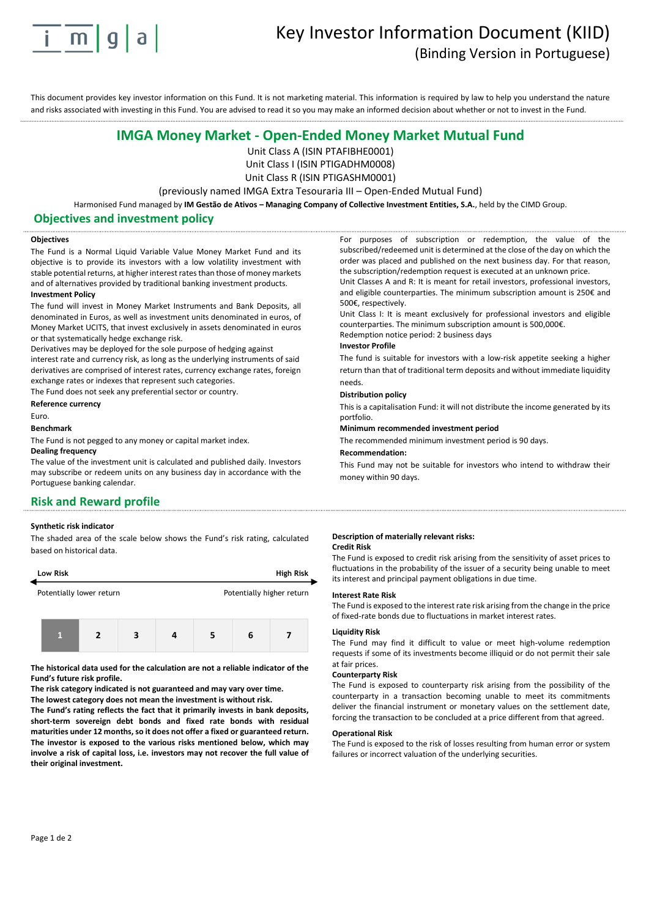# Key Investor Information Document (KIID)

(Binding Version in Portuguese)

This document provides key investor information on this Fund. It is not marketing material. This information is required by law to help you understand the nature and risks associated with investing in this Fund. You are advised to read it so you may make an informed decision about whether or not to invest in the Fund.

## IMGA Money Market - Open-Ended Money Market Mutual Fund

Unit Class A (ISIN PTAFIBHE0001)
Unit Class I (ISIN PTIGADHM0008)
Unit Class R (ISIN PTIGASHM0001)
(previously named IMGA Extra Tesouraria III – Open-Ended Mutual Fund)

Harmonised Fund managed by **IM Gestão de Ativos – Managing Company of Collective Investment Entities, S.A.**, held by the CIMD Group.

## Objectives and investment policy

**Objectives**

The Fund is a Normal Liquid Variable Value Money Market Fund and its objective is to provide its investors with a low volatility investment with stable potential returns, at higher interest rates than those of money markets and of alternatives provided by traditional banking investment products.

**Investment Policy**

The fund will invest in Money Market Instruments and Bank Deposits, all denominated in Euros, as well as investment units denominated in euros, of Money Market UCITS, that invest exclusively in assets denominated in euros or that systematically hedge exchange risk.

Derivatives may be deployed for the sole purpose of hedging against interest rate and currency risk, as long as the underlying instruments of said derivatives are comprised of interest rates, currency exchange rates, foreign exchange rates or indexes that represent such categories.

The Fund does not seek any preferential sector or country.

**Reference currency**

Euro.

**Benchmark**

The Fund is not pegged to any money or capital market index.

**Dealing frequency**

The value of the investment unit is calculated and published daily. Investors may subscribe or redeem units on any business day in accordance with the Portuguese banking calendar.

For purposes of subscription or redemption, the value of the subscribed/redeemed unit is determined at the close of the day on which the order was placed and published on the next business day. For that reason, the subscription/redemption request is executed at an unknown price.

Unit Classes A and R: It is meant for retail investors, professional investors, and eligible counterparties. The minimum subscription amount is 250€ and 500€, respectively.

Unit Class I: It is meant exclusively for professional investors and eligible counterparties. The minimum subscription amount is 500,000€.

Redemption notice period: 2 business days

**Investor Profile**

The fund is suitable for investors with a low-risk appetite seeking a higher return than that of traditional term deposits and without immediate liquidity needs.

**Distribution policy**

This is a capitalisation Fund: it will not distribute the income generated by its portfolio.

**Minimum recommended investment period**

The recommended minimum investment period is 90 days.

**Recommendation:**

This Fund may not be suitable for investors who intend to withdraw their money within 90 days.

## Risk and Reward profile

**Synthetic risk indicator**

The shaded area of the scale below shows the Fund's risk rating, calculated based on historical data.

Low Risk ← → High Risk

Potentially lower return — Potentially higher return

| **1** | 2 | 3 | 4 | 5 | 6 | 7 |
|---|---|---|---|---|---|---|

**The historical data used for the calculation are not a reliable indicator of the Fund's future risk profile.**

**The risk category indicated is not guaranteed and may vary over time.**

**The lowest category does not mean the investment is without risk.**

**The Fund's rating reflects the fact that it primarily invests in bank deposits, short-term sovereign debt bonds and fixed rate bonds with residual maturities under 12 months, so it does not offer a fixed or guaranteed return.**

**The investor is exposed to the various risks mentioned below, which may involve a risk of capital loss, i.e. investors may not recover the full value of their original investment.**

**Description of materially relevant risks:**

**Credit Risk**

The Fund is exposed to credit risk arising from the sensitivity of asset prices to fluctuations in the probability of the issuer of a security being unable to meet its interest and principal payment obligations in due time.

**Interest Rate Risk**

The Fund is exposed to the interest rate risk arising from the change in the price of fixed-rate bonds due to fluctuations in market interest rates.

**Liquidity Risk**

The Fund may find it difficult to value or meet high-volume redemption requests if some of its investments become illiquid or do not permit their sale at fair prices.

**Counterparty Risk**

The Fund is exposed to counterparty risk arising from the possibility of the counterparty in a transaction becoming unable to meet its commitments deliver the financial instrument or monetary values on the settlement date, forcing the transaction to be concluded at a price different from that agreed.

**Operational Risk**

The Fund is exposed to the risk of losses resulting from human error or system failures or incorrect valuation of the underlying securities.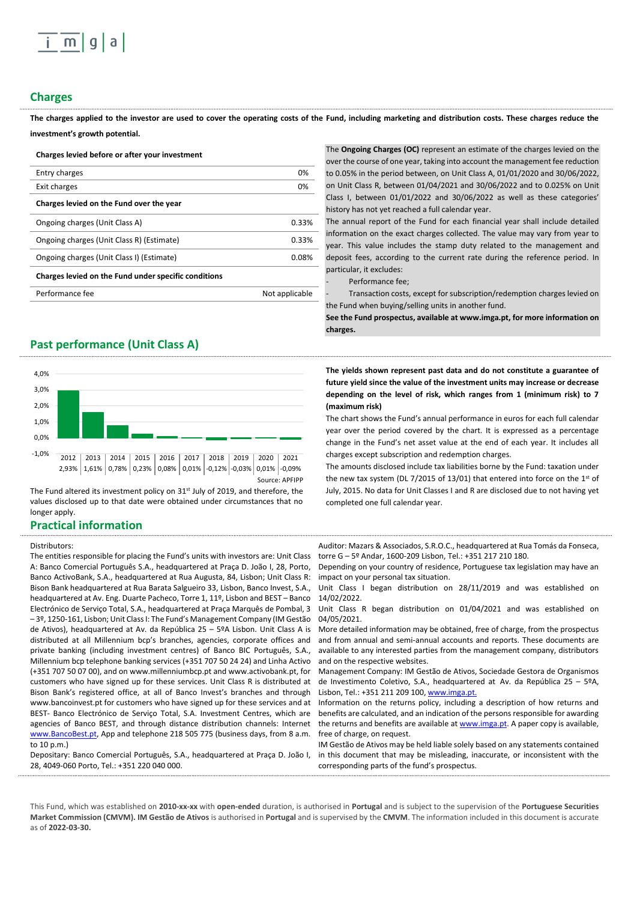## Charges

**The charges applied to the investor are used to cover the operating costs of the Fund, including marketing and distribution costs. These charges reduce the investment's growth potential.**

| | |
|---|---|
| **Charges levied before or after your investment** | |
| Entry charges | 0% |
| Exit charges | 0% |
| **Charges levied on the Fund over the year** | |
| Ongoing charges (Unit Class A) | 0.33% |
| Ongoing charges (Unit Class R) (Estimate) | 0.33% |
| Ongoing charges (Unit Class I) (Estimate) | 0.08% |
| **Charges levied on the Fund under specific conditions** | |
| Performance fee | Not applicable |

The **Ongoing Charges (OC)** represent an estimate of the charges levied on the over the course of one year, taking into account the management fee reduction to 0.05% in the period between, on Unit Class A, 01/01/2020 and 30/06/2022, on Unit Class R, between 01/04/2021 and 30/06/2022 and to 0.025% on Unit Class I, between 01/01/2022 and 30/06/2022 as well as these categories' history has not yet reached a full calendar year.

The annual report of the Fund for each financial year shall include detailed information on the exact charges collected. The value may vary from year to year. This value includes the stamp duty related to the management and deposit fees, according to the current rate during the reference period. In particular, it excludes:

- Performance fee;
- Transaction costs, except for subscription/redemption charges levied on the Fund when buying/selling units in another fund.

**See the Fund prospectus, available at www.imga.pt, for more information on charges.**

## Past performance (Unit Class A)

4,0%
3,0%
2,0%
1,0%
0,0%
-1,0%

2012 2013 2014 2015 2016 2017 2018 2019 2020 2021

2,93% 1,61% 0,78% 0,23% 0,08% 0,01% -0,12% -0,03% 0,01% -0,09%

Source: APFIPP

The Fund altered its investment policy on 31st July of 2019, and therefore, the values disclosed up to that date were obtained under circumstances that no longer apply.

**The yields shown represent past data and do not constitute a guarantee of future yield since the value of the investment units may increase or decrease depending on the level of risk, which ranges from 1 (minimum risk) to 7 (maximum risk)**

The chart shows the Fund's annual performance in euros for each full calendar year over the period covered by the chart. It is expressed as a percentage change in the Fund's net asset value at the end of each year. It includes all charges except subscription and redemption charges.

The amounts disclosed include tax liabilities borne by the Fund: taxation under the new tax system (DL 7/2015 of 13/01) that entered into force on the 1st of July, 2015. No data for Unit Classes I and R are disclosed due to not having yet completed one full calendar year.

## Practical information

Distributors:

The entities responsible for placing the Fund's units with investors are: Unit Class A: Banco Comercial Português S.A., headquartered at Praça D. João I, 28, Porto, Banco ActivoBank, S.A., headquartered at Rua Augusta, 84, Lisbon; Unit Class R: Bison Bank headquartered at Rua Barata Salgueiro 33, Lisbon, Banco Invest, S.A., headquartered at Av. Eng. Duarte Pacheco, Torre 1, 11º, Lisbon and BEST – Banco Electrónico de Serviço Total, S.A., headquartered at Praça Marquês de Pombal, 3 – 3º, 1250-161, Lisbon; Unit Class I: The Fund's Management Company (IM Gestão de Ativos), headquartered at Av. da República 25 – 5ºA Lisbon. Unit Class A is distributed at all Millennium bcp's branches, agencies, corporate offices and private banking (including investment centres) of Banco BIC Português, S.A., Millennium bcp telephone banking services (+351 707 50 24 24) and Linha Activo (+351 707 50 07 00), and on www.millenniumbcp.pt and www.activobank.pt, for customers who have signed up for these services. Unit Class R is distributed at Bison Bank's registered office, at all of Banco Invest's branches and through www.bancoinvest.pt for customers who have signed up for these services and at BEST- Banco Electrónico de Serviço Total, S.A. Investment Centres, which are agencies of Banco BEST, and through distance distribution channels: Internet www.BancoBest.pt, App and telephone 218 505 775 (business days, from 8 a.m. to 10 p.m.)

Depositary: Banco Comercial Português, S.A., headquartered at Praça D. João I, 28, 4049-060 Porto, Tel.: +351 220 040 000.

Auditor: Mazars & Associados, S.R.O.C., headquartered at Rua Tomás da Fonseca, torre G – 5º Andar, 1600-209 Lisbon, Tel.: +351 217 210 180.

Depending on your country of residence, Portuguese tax legislation may have an impact on your personal tax situation.

Unit Class I began distribution on 28/11/2019 and was established on 14/02/2022.

Unit Class R began distribution on 01/04/2021 and was established on 04/05/2021.

More detailed information may be obtained, free of charge, from the prospectus and from annual and semi-annual accounts and reports. These documents are available to any interested parties from the management company, distributors and on the respective websites.

Management Company: IM Gestão de Ativos, Sociedade Gestora de Organismos de Investimento Coletivo, S.A., headquartered at Av. da República 25 – 5ºA, Lisbon, Tel.: +351 211 209 100, www.imga.pt.

Information on the returns policy, including a description of how returns and benefits are calculated, and an indication of the persons responsible for awarding the returns and benefits are available at www.imga.pt. A paper copy is available, free of charge, on request.

IM Gestão de Ativos may be held liable solely based on any statements contained in this document that may be misleading, inaccurate, or inconsistent with the corresponding parts of the fund's prospectus.

This Fund, which was established on **2010-xx-xx** with **open-ended** duration, is authorised in **Portugal** and is subject to the supervision of the **Portuguese Securities Market Commission (CMVM). IM Gestão de Ativos** is authorised in **Portugal** and is supervised by the **CMVM**. The information included in this document is accurate as of **2022-03-30.**